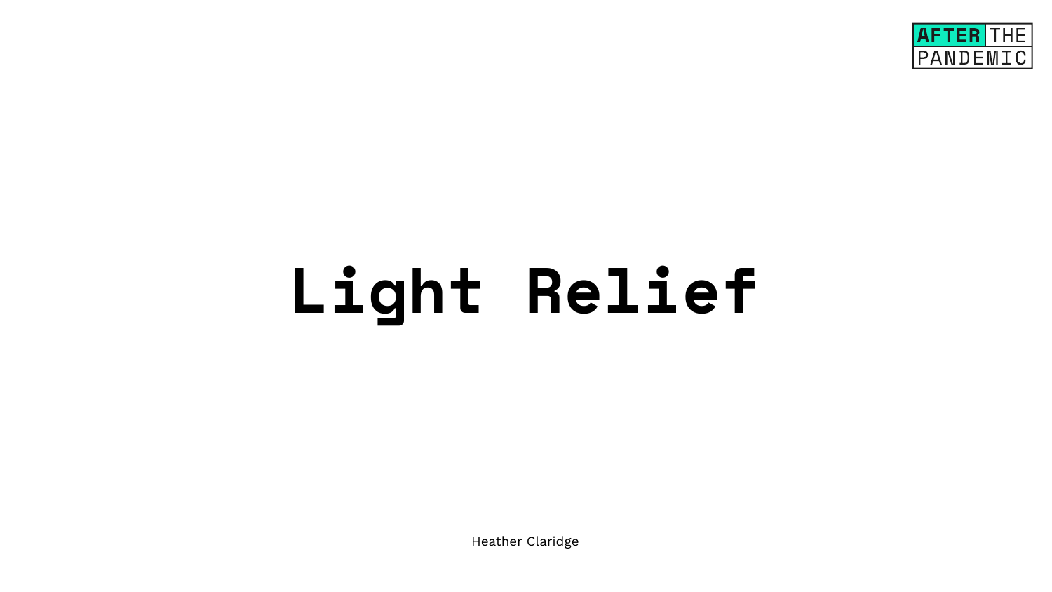AFTER THE PANDEMIC

# Light Relief

Heather Claridge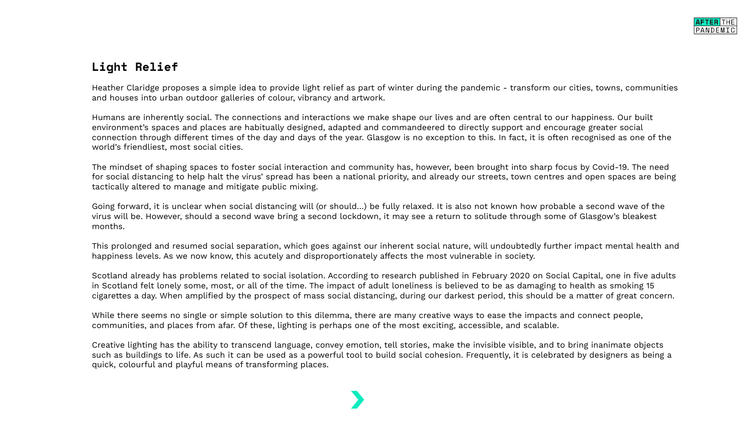## Light Relief

Heather Claridge proposes a simple idea to provide light relief as part of winter during the pandemic - transform our cities, towns, communities and houses into urban outdoor galleries of colour, vibrancy and artwork.

Humans are inherently social. The connections and interactions we make shape our lives and are often central to our happiness. Our built environment's spaces and places are habitually designed, adapted and commandeered to directly support and encourage greater social connection through different times of the day and days of the year. Glasgow is no exception to this. In fact, it is often recognised as one of the world's friendliest, most social cities.

The mindset of shaping spaces to foster social interaction and community has, however, been brought into sharp focus by Covid-19. The need for social distancing to help halt the virus' spread has been a national priority, and already our streets, town centres and open spaces are being tactically altered to manage and mitigate public mixing.

Going forward, it is unclear when social distancing will (or should…) be fully relaxed. It is also not known how probable a second wave of the virus will be. However, should a second wave bring a second lockdown, it may see a return to solitude through some of Glasgow's bleakest months.

This prolonged and resumed social separation, which goes against our inherent social nature, will undoubtedly further impact mental health and happiness levels. As we now know, this acutely and disproportionately affects the most vulnerable in society.

Scotland already has problems related to social isolation. According to research published in February 2020 on Social Capital, one in five adults in Scotland felt lonely some, most, or all of the time. The impact of adult loneliness is believed to be as damaging to health as smoking 15 cigarettes a day. When amplified by the prospect of mass social distancing, during our darkest period, this should be a matter of great concern.

While there seems no single or simple solution to this dilemma, there are many creative ways to ease the impacts and connect people, communities, and places from afar. Of these, lighting is perhaps one of the most exciting, accessible, and scalable.

Creative lighting has the ability to transcend language, convey emotion, tell stories, make the invisible visible, and to bring inanimate objects such as buildings to life. As such it can be used as a powerful tool to build social cohesion. Frequently, it is celebrated by designers as being a quick, colourful and playful means of transforming places.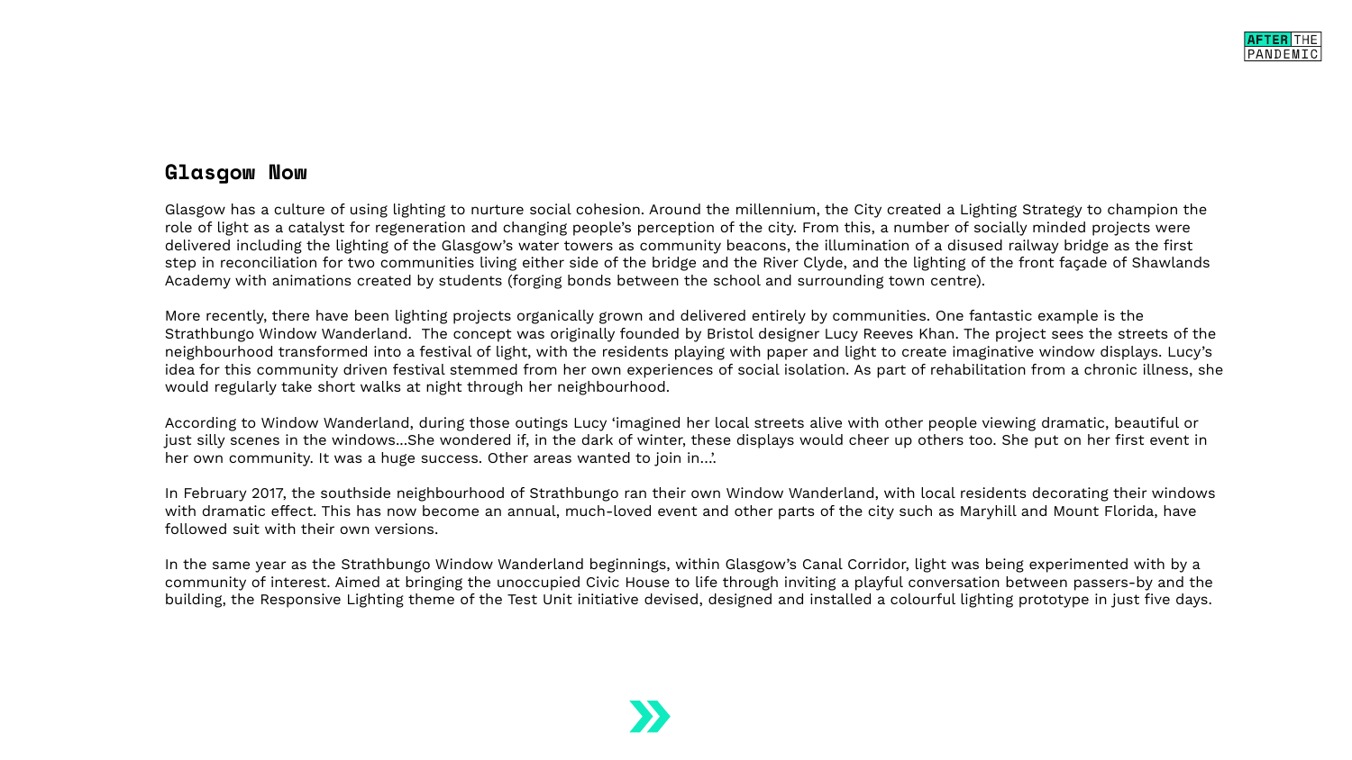## Glasgow Now

Glasgow has a culture of using lighting to nurture social cohesion. Around the millennium, the City created a Lighting Strategy to champion the role of light as a catalyst for regeneration and changing people's perception of the city. From this, a number of socially minded projects were delivered including the lighting of the Glasgow's water towers as community beacons, the illumination of a disused railway bridge as the first step in reconciliation for two communities living either side of the bridge and the River Clyde, and the lighting of the front façade of Shawlands Academy with animations created by students (forging bonds between the school and surrounding town centre).

More recently, there have been lighting projects organically grown and delivered entirely by communities. One fantastic example is the Strathbungo Window Wanderland. The concept was originally founded by Bristol designer Lucy Reeves Khan. The project sees the streets of the neighbourhood transformed into a festival of light, with the residents playing with paper and light to create imaginative window displays. Lucy's idea for this community driven festival stemmed from her own experiences of social isolation. As part of rehabilitation from a chronic illness, she would regularly take short walks at night through her neighbourhood.

According to Window Wanderland, during those outings Lucy 'imagined her local streets alive with other people viewing dramatic, beautiful or just silly scenes in the windows...She wondered if, in the dark of winter, these displays would cheer up others too. She put on her first event in her own community. It was a huge success. Other areas wanted to join in...'.

In February 2017, the southside neighbourhood of Strathbungo ran their own Window Wanderland, with local residents decorating their windows with dramatic effect. This has now become an annual, much-loved event and other parts of the city such as Maryhill and Mount Florida, have followed suit with their own versions.

In the same year as the Strathbungo Window Wanderland beginnings, within Glasgow's Canal Corridor, light was being experimented with by a community of interest. Aimed at bringing the unoccupied Civic House to life through inviting a playful conversation between passers-by and the building, the Responsive Lighting theme of the Test Unit initiative devised, designed and installed a colourful lighting prototype in just five days.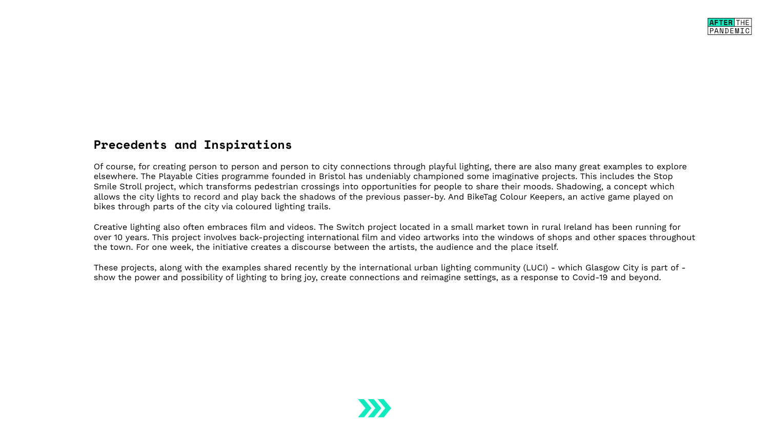## Precedents and Inspirations

Of course, for creating person to person and person to city connections through playful lighting, there are also many great examples to explore elsewhere. The Playable Cities programme founded in Bristol has undeniably championed some imaginative projects. This includes the Stop Smile Stroll project, which transforms pedestrian crossings into opportunities for people to share their moods. Shadowing, a concept which allows the city lights to record and play back the shadows of the previous passer-by. And BikeTag Colour Keepers, an active game played on bikes through parts of the city via coloured lighting trails.

Creative lighting also often embraces film and videos. The Switch project located in a small market town in rural Ireland has been running for over 10 years. This project involves back-projecting international film and video artworks into the windows of shops and other spaces throughout the town. For one week, the initiative creates a discourse between the artists, the audience and the place itself.

These projects, along with the examples shared recently by the international urban lighting community (LUCI) - which Glasgow City is part of - show the power and possibility of lighting to bring joy, create connections and reimagine settings, as a response to Covid-19 and beyond.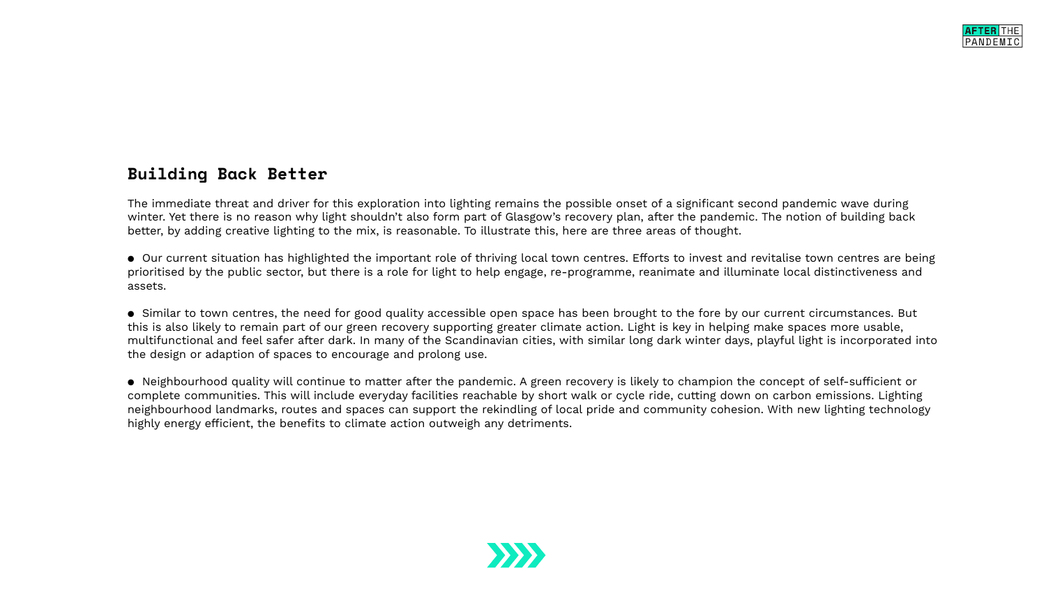## Building Back Better

The immediate threat and driver for this exploration into lighting remains the possible onset of a significant second pandemic wave during winter. Yet there is no reason why light shouldn't also form part of Glasgow's recovery plan, after the pandemic. The notion of building back better, by adding creative lighting to the mix, is reasonable. To illustrate this, here are three areas of thought.

- Our current situation has highlighted the important role of thriving local town centres. Efforts to invest and revitalise town centres are being prioritised by the public sector, but there is a role for light to help engage, re-programme, reanimate and illuminate local distinctiveness and assets.

- Similar to town centres, the need for good quality accessible open space has been brought to the fore by our current circumstances. But this is also likely to remain part of our green recovery supporting greater climate action. Light is key in helping make spaces more usable, multifunctional and feel safer after dark. In many of the Scandinavian cities, with similar long dark winter days, playful light is incorporated into the design or adaption of spaces to encourage and prolong use.

- Neighbourhood quality will continue to matter after the pandemic. A green recovery is likely to champion the concept of self-sufficient or complete communities. This will include everyday facilities reachable by short walk or cycle ride, cutting down on carbon emissions. Lighting neighbourhood landmarks, routes and spaces can support the rekindling of local pride and community cohesion. With new lighting technology highly energy efficient, the benefits to climate action outweigh any detriments.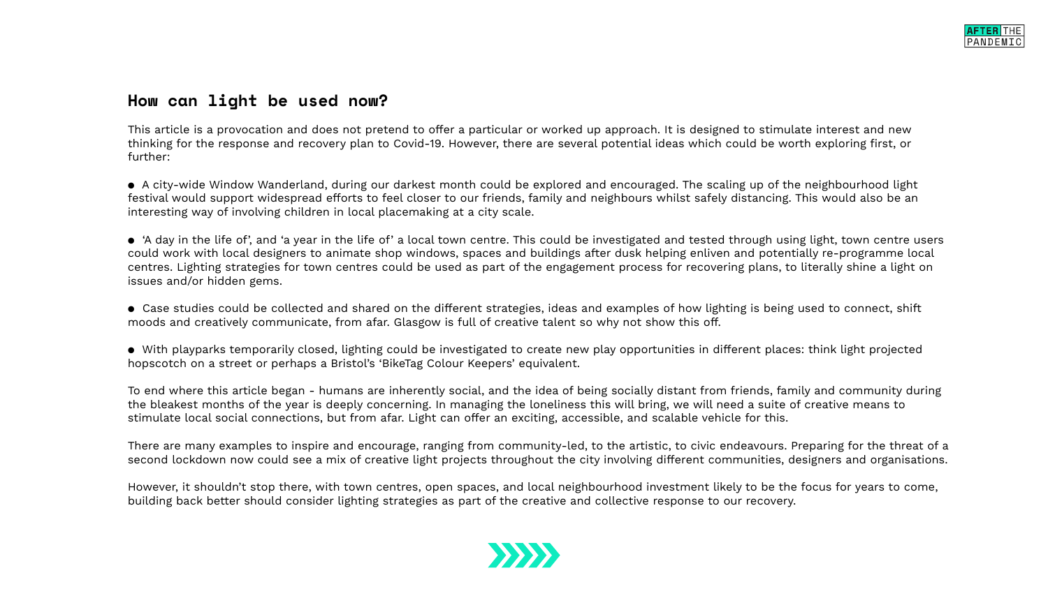## How can light be used now?

This article is a provocation and does not pretend to offer a particular or worked up approach. It is designed to stimulate interest and new thinking for the response and recovery plan to Covid-19. However, there are several potential ideas which could be worth exploring first, or further:

- A city-wide Window Wanderland, during our darkest month could be explored and encouraged. The scaling up of the neighbourhood light festival would support widespread efforts to feel closer to our friends, family and neighbours whilst safely distancing. This would also be an interesting way of involving children in local placemaking at a city scale.

- 'A day in the life of', and 'a year in the life of' a local town centre. This could be investigated and tested through using light, town centre users could work with local designers to animate shop windows, spaces and buildings after dusk helping enliven and potentially re-programme local centres. Lighting strategies for town centres could be used as part of the engagement process for recovering plans, to literally shine a light on issues and/or hidden gems.

- Case studies could be collected and shared on the different strategies, ideas and examples of how lighting is being used to connect, shift moods and creatively communicate, from afar. Glasgow is full of creative talent so why not show this off.

- With playparks temporarily closed, lighting could be investigated to create new play opportunities in different places: think light projected hopscotch on a street or perhaps a Bristol's 'BikeTag Colour Keepers' equivalent.

To end where this article began - humans are inherently social, and the idea of being socially distant from friends, family and community during the bleakest months of the year is deeply concerning. In managing the loneliness this will bring, we will need a suite of creative means to stimulate local social connections, but from afar. Light can offer an exciting, accessible, and scalable vehicle for this.

There are many examples to inspire and encourage, ranging from community-led, to the artistic, to civic endeavours. Preparing for the threat of a second lockdown now could see a mix of creative light projects throughout the city involving different communities, designers and organisations.

However, it shouldn't stop there, with town centres, open spaces, and local neighbourhood investment likely to be the focus for years to come, building back better should consider lighting strategies as part of the creative and collective response to our recovery.